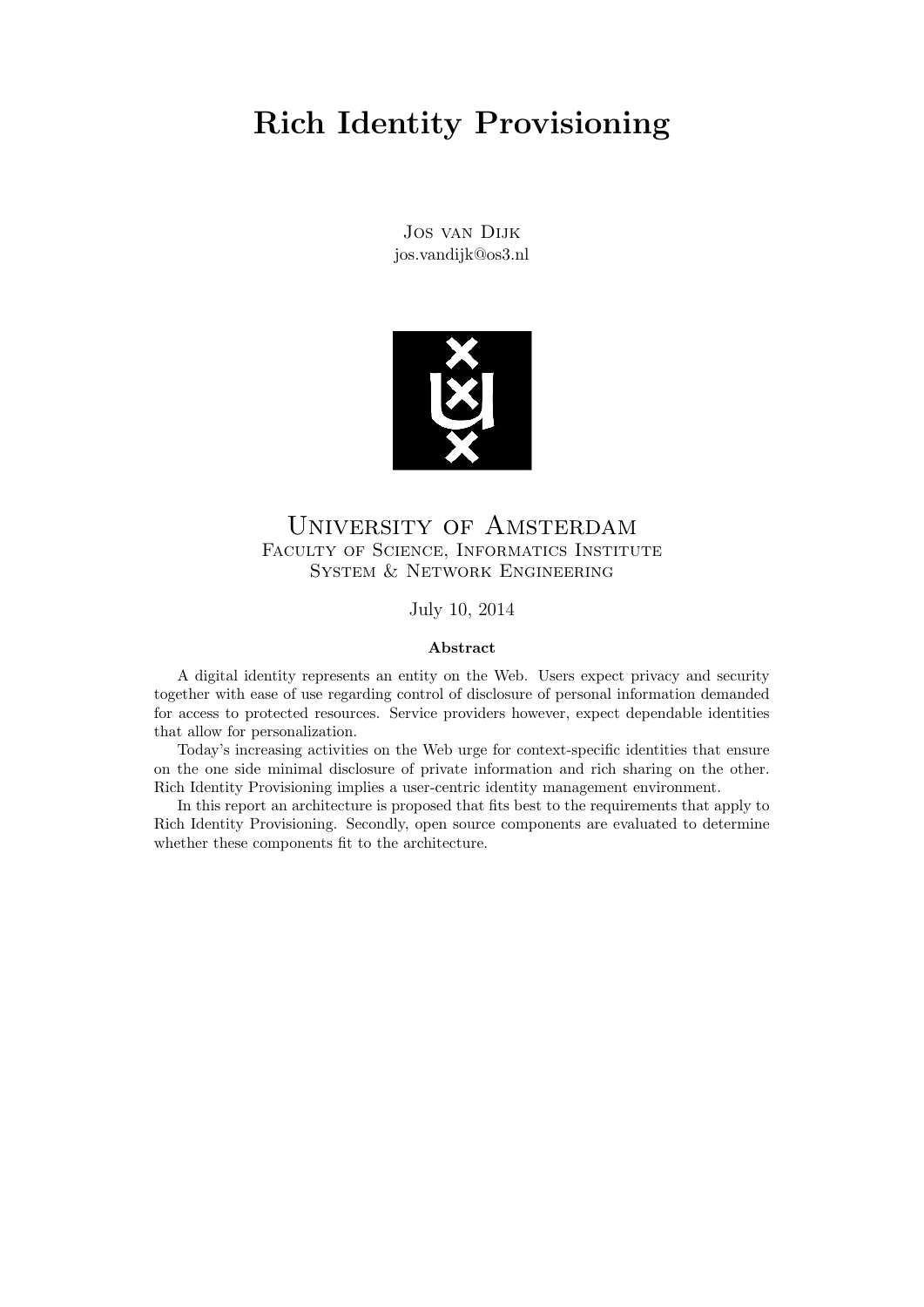# Rich Identity Provisioning

Jos van Dijk
jos.vandijk@os3.nl

University of Amsterdam
Faculty of Science, Informatics Institute
System & Network Engineering

July 10, 2014

## Abstract

A digital identity represents an entity on the Web. Users expect privacy and security together with ease of use regarding control of disclosure of personal information demanded for access to protected resources. Service providers however, expect dependable identities that allow for personalization.

Today's increasing activities on the Web urge for context-specific identities that ensure on the one side minimal disclosure of private information and rich sharing on the other. Rich Identity Provisioning implies a user-centric identity management environment.

In this report an architecture is proposed that fits best to the requirements that apply to Rich Identity Provisioning. Secondly, open source components are evaluated to determine whether these components fit to the architecture.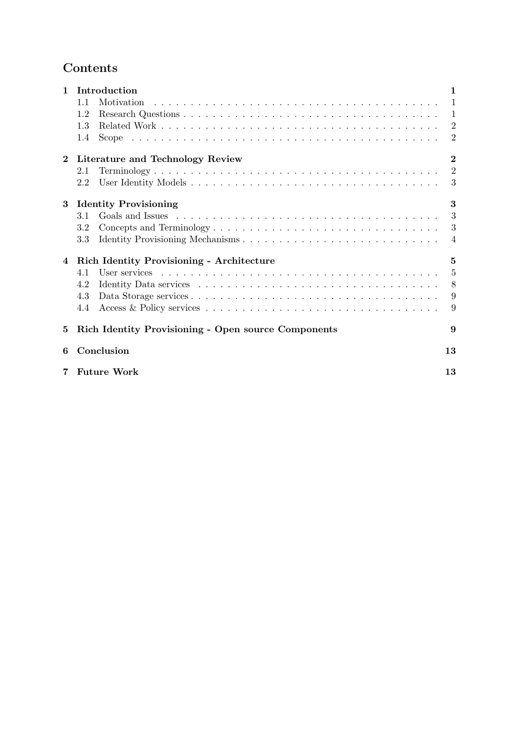# Contents

- **1 Introduction** — **1**
  - 1.1 Motivation — 1
  - 1.2 Research Questions — 1
  - 1.3 Related Work — 2
  - 1.4 Scope — 2
- **2 Literature and Technology Review** — **2**
  - 2.1 Terminology — 2
  - 2.2 User Identity Models — 3
- **3 Identity Provisioning** — **3**
  - 3.1 Goals and Issues — 3
  - 3.2 Concepts and Terminology — 3
  - 3.3 Identity Provisioning Mechanisms — 4
- **4 Rich Identity Provisioning - Architecture** — **5**
  - 4.1 User services — 5
  - 4.2 Identity Data services — 8
  - 4.3 Data Storage services — 9
  - 4.4 Access & Policy services — 9
- **5 Rich Identity Provisioning - Open source Components** — **9**
- **6 Conclusion** — **13**
- **7 Future Work** — **13**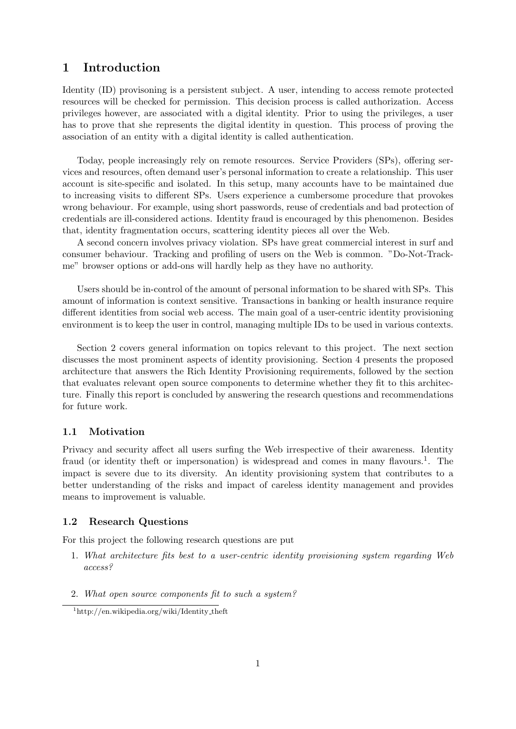# 1 Introduction

Identity (ID) provisoning is a persistent subject. A user, intending to access remote protected resources will be checked for permission. This decision process is called authorization. Access privileges however, are associated with a digital identity. Prior to using the privileges, a user has to prove that she represents the digital identity in question. This process of proving the association of an entity with a digital identity is called authentication.

Today, people increasingly rely on remote resources. Service Providers (SPs), offering services and resources, often demand user's personal information to create a relationship. This user account is site-specific and isolated. In this setup, many accounts have to be maintained due to increasing visits to different SPs. Users experience a cumbersome procedure that provokes wrong behaviour. For example, using short passwords, reuse of credentials and bad protection of credentials are ill-considered actions. Identity fraud is encouraged by this phenomenon. Besides that, identity fragmentation occurs, scattering identity pieces all over the Web.

A second concern involves privacy violation. SPs have great commercial interest in surf and consumer behaviour. Tracking and profiling of users on the Web is common. "Do-Not-Track-me" browser options or add-ons will hardly help as they have no authority.

Users should be in-control of the amount of personal information to be shared with SPs. This amount of information is context sensitive. Transactions in banking or health insurance require different identities from social web access. The main goal of a user-centric identity provisioning environment is to keep the user in control, managing multiple IDs to be used in various contexts.

Section 2 covers general information on topics relevant to this project. The next section discusses the most prominent aspects of identity provisioning. Section 4 presents the proposed architecture that answers the Rich Identity Provisioning requirements, followed by the section that evaluates relevant open source components to determine whether they fit to this architecture. Finally this report is concluded by answering the research questions and recommendations for future work.

## 1.1 Motivation

Privacy and security affect all users surfing the Web irrespective of their awareness. Identity fraud (or identity theft or impersonation) is widespread and comes in many flavours.[1]. The impact is severe due to its diversity. An identity provisioning system that contributes to a better understanding of the risks and impact of careless identity management and provides means to improvement is valuable.

## 1.2 Research Questions

For this project the following research questions are put

1. *What architecture fits best to a user-centric identity provisioning system regarding Web access?*

2. *What open source components fit to such a system?*

[1] http://en.wikipedia.org/wiki/Identity_theft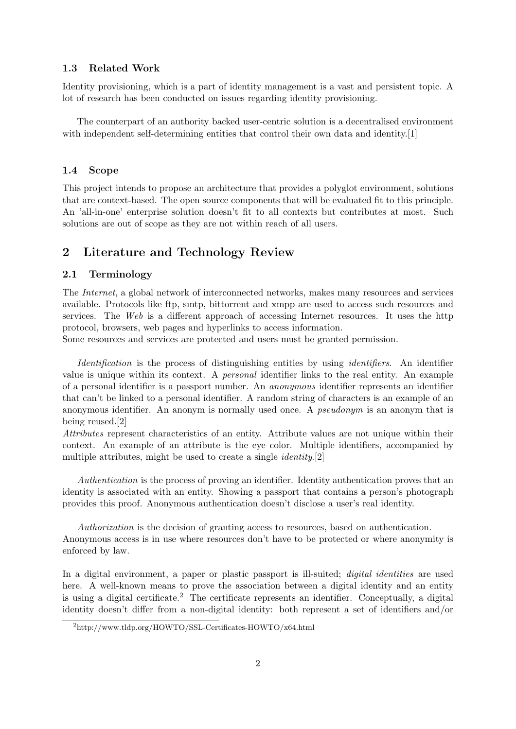### 1.3 Related Work

Identity provisioning, which is a part of identity management is a vast and persistent topic. A lot of research has been conducted on issues regarding identity provisioning.

The counterpart of an authority backed user-centric solution is a decentralised environment with independent self-determining entities that control their own data and identity.[1]

### 1.4 Scope

This project intends to propose an architecture that provides a polyglot environment, solutions that are context-based. The open source components that will be evaluated fit to this principle. An 'all-in-one' enterprise solution doesn't fit to all contexts but contributes at most. Such solutions are out of scope as they are not within reach of all users.

## 2 Literature and Technology Review

### 2.1 Terminology

The *Internet*, a global network of interconnected networks, makes many resources and services available. Protocols like ftp, smtp, bittorrent and xmpp are used to access such resources and services. The *Web* is a different approach of accessing Internet resources. It uses the http protocol, browsers, web pages and hyperlinks to access information.
Some resources and services are protected and users must be granted permission.

*Identification* is the process of distinguishing entities by using *identifiers*. An identifier value is unique within its context. A *personal* identifier links to the real entity. An example of a personal identifier is a passport number. An *anonymous* identifier represents an identifier that can't be linked to a personal identifier. A random string of characters is an example of an anonymous identifier. An anonym is normally used once. A *pseudonym* is an anonym that is being reused.[2]
*Attributes* represent characteristics of an entity. Attribute values are not unique within their context. An example of an attribute is the eye color. Multiple identifiers, accompanied by multiple attributes, might be used to create a single *identity*.[2]

*Authentication* is the process of proving an identifier. Identity authentication proves that an identity is associated with an entity. Showing a passport that contains a person's photograph provides this proof. Anonymous authentication doesn't disclose a user's real identity.

*Authorization* is the decision of granting access to resources, based on authentication.
Anonymous access is in use where resources don't have to be protected or where anonymity is enforced by law.

In a digital environment, a paper or plastic passport is ill-suited; *digital identities* are used here. A well-known means to prove the association between a digital identity and an entity is using a digital certificate.[2] The certificate represents an identifier. Conceptually, a digital identity doesn't differ from a non-digital identity: both represent a set of identifiers and/or

[2] http://www.tldp.org/HOWTO/SSL-Certificates-HOWTO/x64.html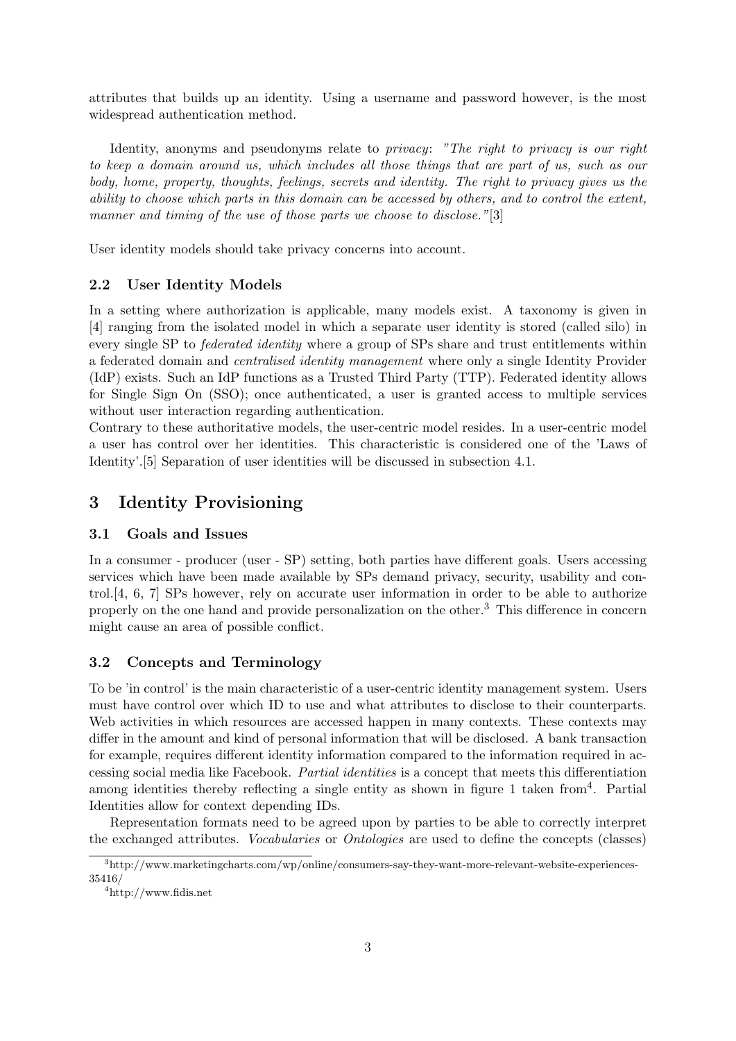attributes that builds up an identity. Using a username and password however, is the most widespread authentication method.

Identity, anonyms and pseudonyms relate to *privacy*: *"The right to privacy is our right to keep a domain around us, which includes all those things that are part of us, such as our body, home, property, thoughts, feelings, secrets and identity. The right to privacy gives us the ability to choose which parts in this domain can be accessed by others, and to control the extent, manner and timing of the use of those parts we choose to disclose."*[3]

User identity models should take privacy concerns into account.

### 2.2 User Identity Models

In a setting where authorization is applicable, many models exist. A taxonomy is given in [4] ranging from the isolated model in which a separate user identity is stored (called silo) in every single SP to *federated identity* where a group of SPs share and trust entitlements within a federated domain and *centralised identity management* where only a single Identity Provider (IdP) exists. Such an IdP functions as a Trusted Third Party (TTP). Federated identity allows for Single Sign On (SSO); once authenticated, a user is granted access to multiple services without user interaction regarding authentication.
Contrary to these authoritative models, the user-centric model resides. In a user-centric model a user has control over her identities. This characteristic is considered one of the 'Laws of Identity'.[5] Separation of user identities will be discussed in subsection 4.1.

## 3 Identity Provisioning

### 3.1 Goals and Issues

In a consumer - producer (user - SP) setting, both parties have different goals. Users accessing services which have been made available by SPs demand privacy, security, usability and control.[4, 6, 7] SPs however, rely on accurate user information in order to be able to authorize properly on the one hand and provide personalization on the other.[3] This difference in concern might cause an area of possible conflict.

### 3.2 Concepts and Terminology

To be 'in control' is the main characteristic of a user-centric identity management system. Users must have control over which ID to use and what attributes to disclose to their counterparts. Web activities in which resources are accessed happen in many contexts. These contexts may differ in the amount and kind of personal information that will be disclosed. A bank transaction for example, requires different identity information compared to the information required in accessing social media like Facebook. *Partial identities* is a concept that meets this differentiation among identities thereby reflecting a single entity as shown in figure 1 taken from[4]. Partial Identities allow for context depending IDs.

Representation formats need to be agreed upon by parties to be able to correctly interpret the exchanged attributes. *Vocabularies* or *Ontologies* are used to define the concepts (classes)

[3] http://www.marketingcharts.com/wp/online/consumers-say-they-want-more-relevant-website-experiences-35416/

[4] http://www.fidis.net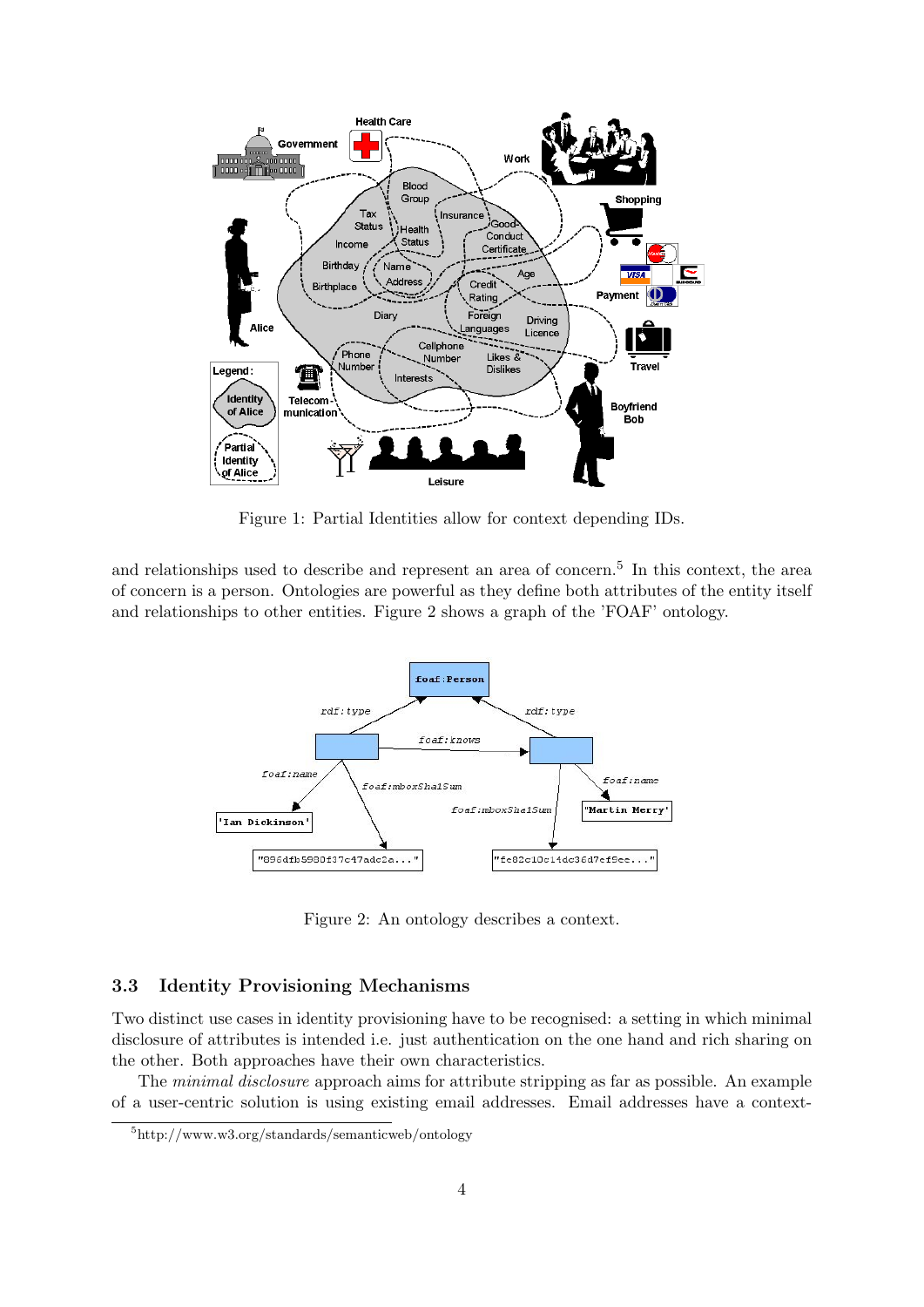Figure 1: Partial Identities allow for context depending IDs.

and relationships used to describe and represent an area of concern.[5] In this context, the area of concern is a person. Ontologies are powerful as they define both attributes of the entity itself and relationships to other entities. Figure 2 shows a graph of the 'FOAF' ontology.

Figure 2: An ontology describes a context.

### 3.3 Identity Provisioning Mechanisms

Two distinct use cases in identity provisioning have to be recognised: a setting in which minimal disclosure of attributes is intended i.e. just authentication on the one hand and rich sharing on the other. Both approaches have their own characteristics.

The *minimal disclosure* approach aims for attribute stripping as far as possible. An example of a user-centric solution is using existing email addresses. Email addresses have a context-

[5] http://www.w3.org/standards/semanticweb/ontology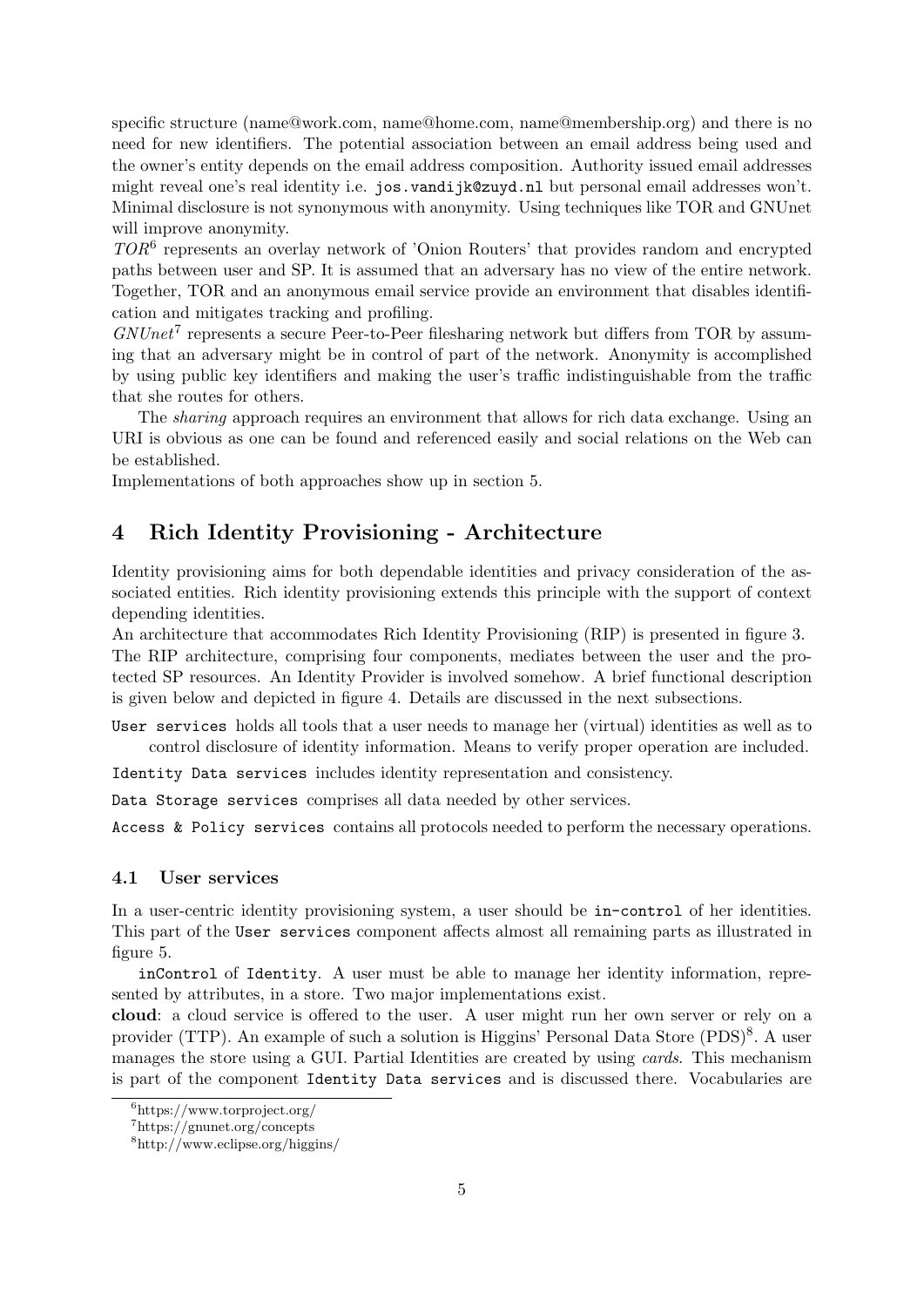specific structure (name@work.com, name@home.com, name@membership.org) and there is no need for new identifiers. The potential association between an email address being used and the owner's entity depends on the email address composition. Authority issued email addresses might reveal one's real identity i.e. `jos.vandijk@zuyd.nl` but personal email addresses won't. Minimal disclosure is not synonymous with anonymity. Using techniques like TOR and GNUnet will improve anonymity.

*TOR*[6] represents an overlay network of 'Onion Routers' that provides random and encrypted paths between user and SP. It is assumed that an adversary has no view of the entire network. Together, TOR and an anonymous email service provide an environment that disables identification and mitigates tracking and profiling.

*GNUnet*[7] represents a secure Peer-to-Peer filesharing network but differs from TOR by assuming that an adversary might be in control of part of the network. Anonymity is accomplished by using public key identifiers and making the user's traffic indistinguishable from the traffic that she routes for others.

The *sharing* approach requires an environment that allows for rich data exchange. Using an URI is obvious as one can be found and referenced easily and social relations on the Web can be established.

Implementations of both approaches show up in section 5.

# 4 Rich Identity Provisioning - Architecture

Identity provisioning aims for both dependable identities and privacy consideration of the associated entities. Rich identity provisioning extends this principle with the support of context depending identities.

An architecture that accommodates Rich Identity Provisioning (RIP) is presented in figure 3. The RIP architecture, comprising four components, mediates between the user and the protected SP resources. An Identity Provider is involved somehow. A brief functional description is given below and depicted in figure 4. Details are discussed in the next subsections.

`User services` holds all tools that a user needs to manage her (virtual) identities as well as to control disclosure of identity information. Means to verify proper operation are included.

`Identity Data services` includes identity representation and consistency.

`Data Storage services` comprises all data needed by other services.

`Access & Policy services` contains all protocols needed to perform the necessary operations.

## 4.1 User services

In a user-centric identity provisioning system, a user should be `in-control` of her identities. This part of the `User services` component affects almost all remaining parts as illustrated in figure 5.

`inControl` of `Identity`. A user must be able to manage her identity information, represented by attributes, in a store. Two major implementations exist.

**cloud**: a cloud service is offered to the user. A user might run her own server or rely on a provider (TTP). An example of such a solution is Higgins' Personal Data Store (PDS)[8]. A user manages the store using a GUI. Partial Identities are created by using *cards*. This mechanism is part of the component `Identity Data services` and is discussed there. Vocabularies are

[6] https://www.torproject.org/

[7] https://gnunet.org/concepts

[8] http://www.eclipse.org/higgins/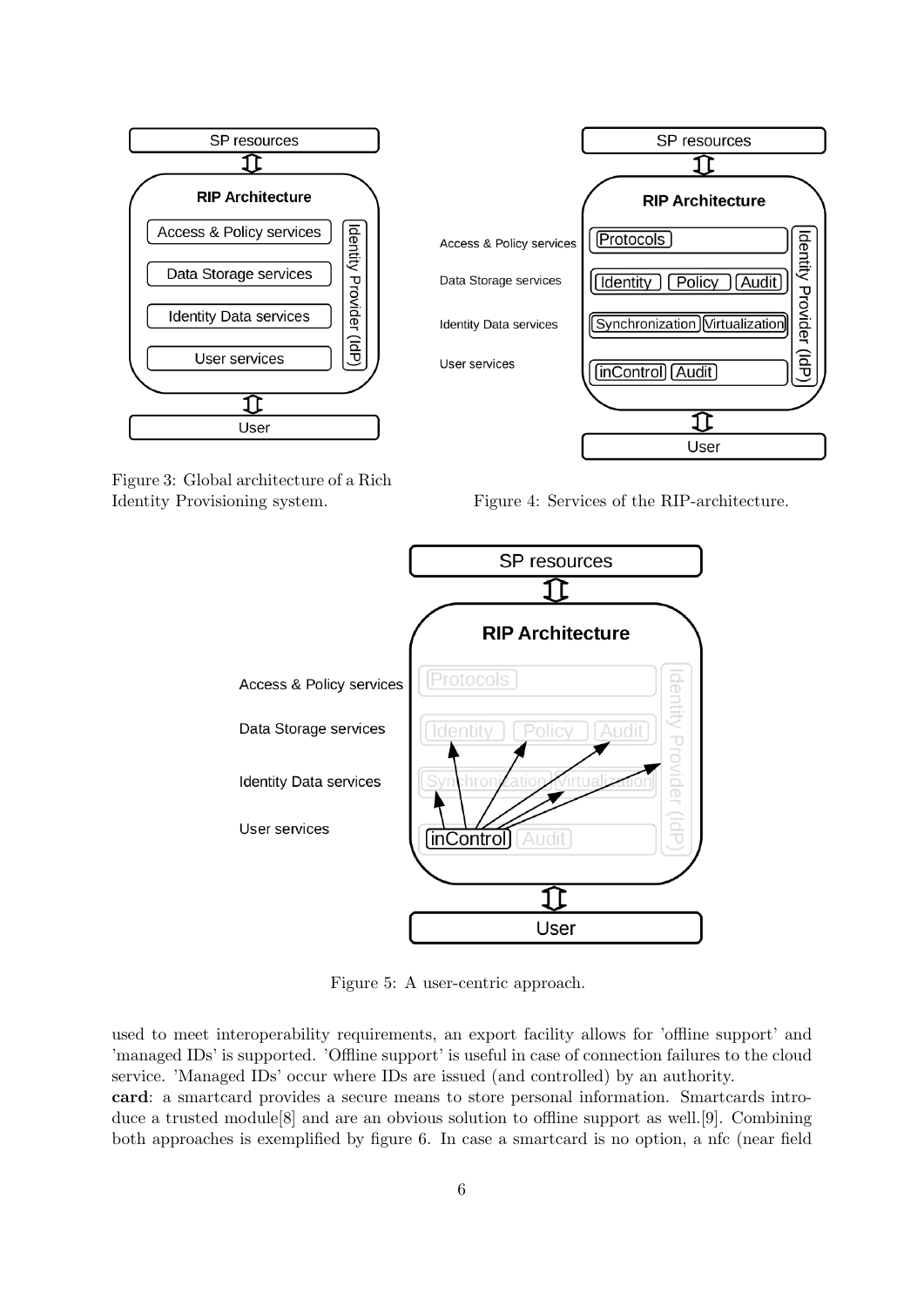Figure 3: Global architecture of a Rich Identity Provisioning system.

Figure 4: Services of the RIP-architecture.

Figure 5: A user-centric approach.

used to meet interoperability requirements, an export facility allows for 'offline support' and 'managed IDs' is supported. 'Offline support' is useful in case of connection failures to the cloud service. 'Managed IDs' occur where IDs are issued (and controlled) by an authority.
**card**: a smartcard provides a secure means to store personal information. Smartcards introduce a trusted module[8] and are an obvious solution to offline support as well.[9]. Combining both approaches is exemplified by figure 6. In case a smartcard is no option, a nfc (near field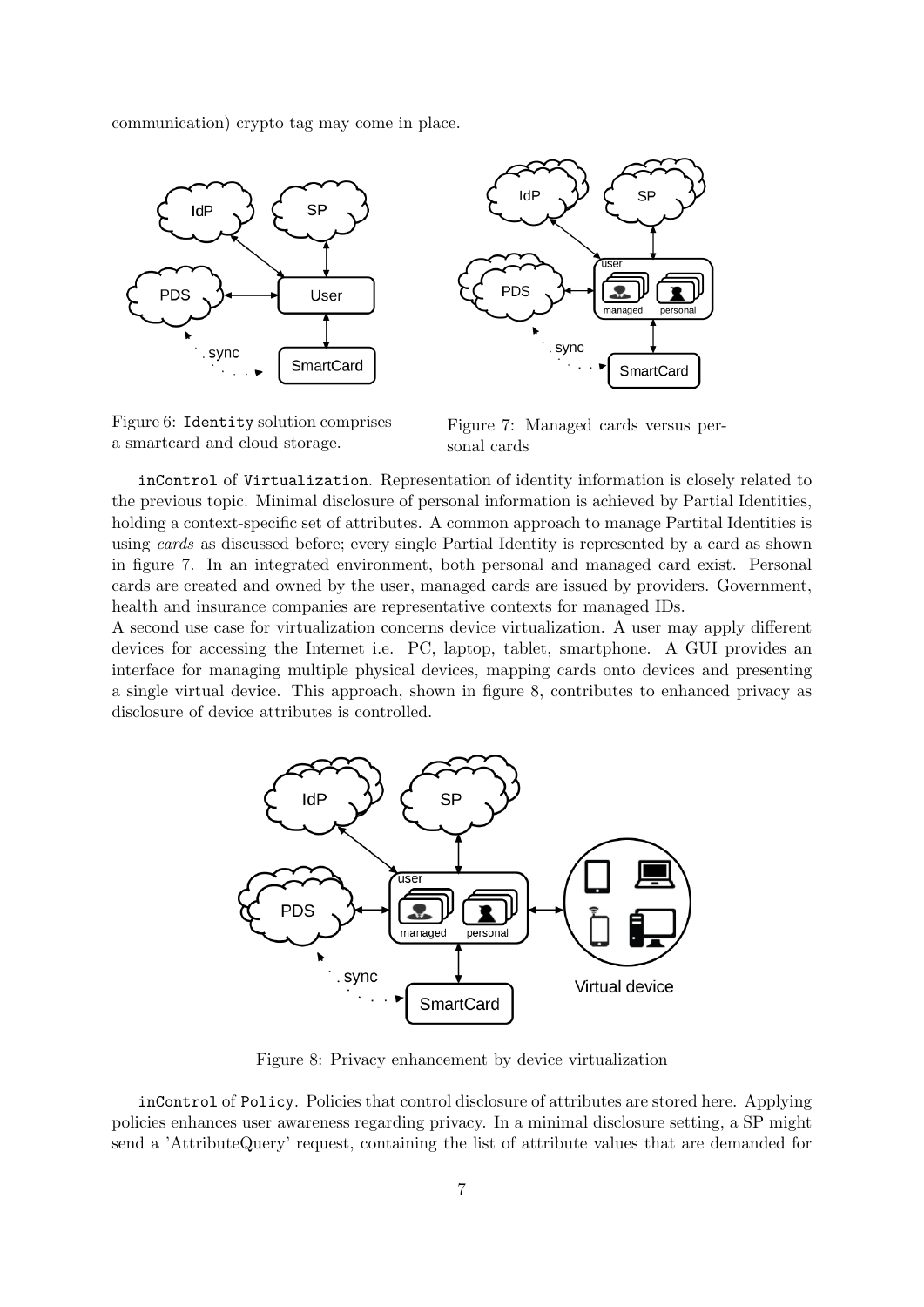communication) crypto tag may come in place.

Figure 6: `Identity` solution comprises a smartcard and cloud storage.

Figure 7: Managed cards versus personal cards

`inControl` of `Virtualization`. Representation of identity information is closely related to the previous topic. Minimal disclosure of personal information is achieved by Partial Identities, holding a context-specific set of attributes. A common approach to manage Partital Identities is using *cards* as discussed before; every single Partial Identity is represented by a card as shown in figure 7. In an integrated environment, both personal and managed card exist. Personal cards are created and owned by the user, managed cards are issued by providers. Government, health and insurance companies are representative contexts for managed IDs.
A second use case for virtualization concerns device virtualization. A user may apply different devices for accessing the Internet i.e. PC, laptop, tablet, smartphone. A GUI provides an interface for managing multiple physical devices, mapping cards onto devices and presenting a single virtual device. This approach, shown in figure 8, contributes to enhanced privacy as disclosure of device attributes is controlled.

Figure 8: Privacy enhancement by device virtualization

`inControl` of `Policy`. Policies that control disclosure of attributes are stored here. Applying policies enhances user awareness regarding privacy. In a minimal disclosure setting, a SP might send a 'AttributeQuery' request, containing the list of attribute values that are demanded for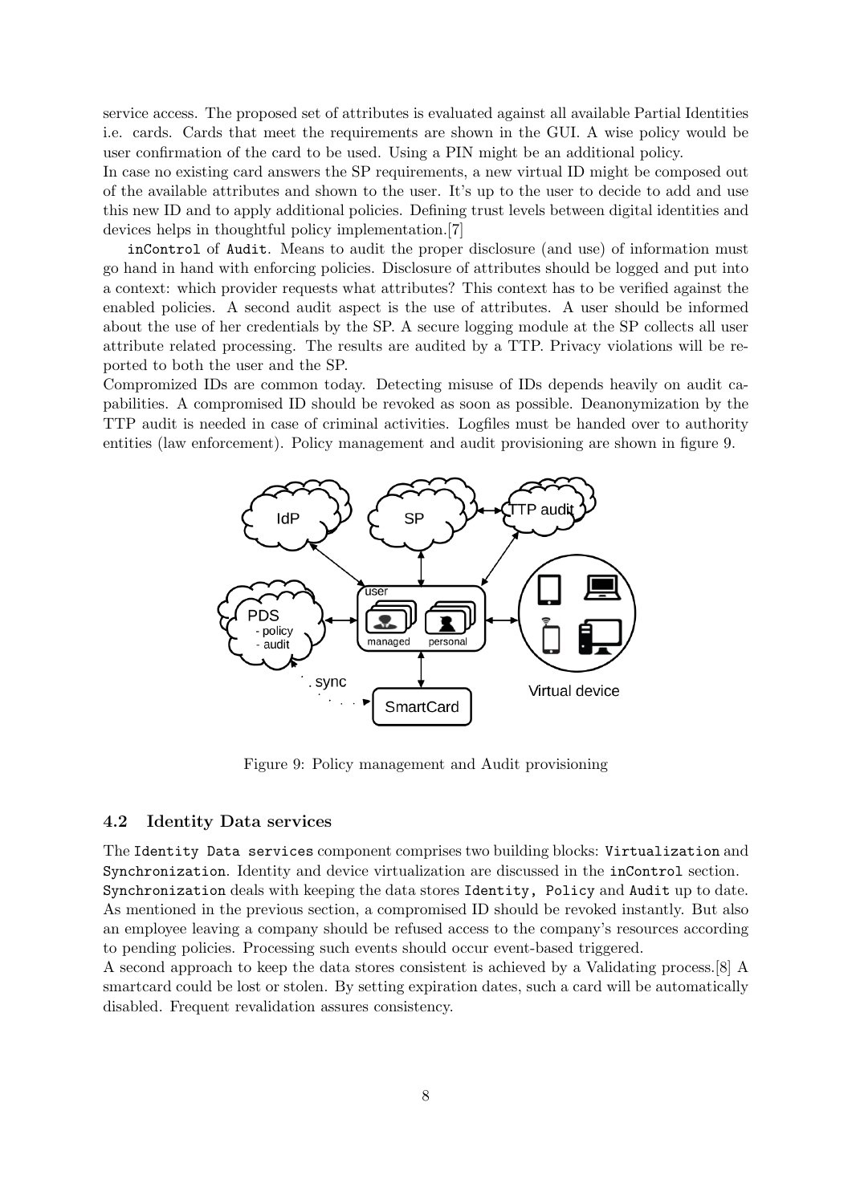service access. The proposed set of attributes is evaluated against all available Partial Identities i.e. cards. Cards that meet the requirements are shown in the GUI. A wise policy would be user confirmation of the card to be used. Using a PIN might be an additional policy.
In case no existing card answers the SP requirements, a new virtual ID might be composed out of the available attributes and shown to the user. It's up to the user to decide to add and use this new ID and to apply additional policies. Defining trust levels between digital identities and devices helps in thoughtful policy implementation.[7]

`inControl` of `Audit`. Means to audit the proper disclosure (and use) of information must go hand in hand with enforcing policies. Disclosure of attributes should be logged and put into a context: which provider requests what attributes? This context has to be verified against the enabled policies. A second audit aspect is the use of attributes. A user should be informed about the use of her credentials by the SP. A secure logging module at the SP collects all user attribute related processing. The results are audited by a TTP. Privacy violations will be reported to both the user and the SP.
Compromized IDs are common today. Detecting misuse of IDs depends heavily on audit capabilities. A compromised ID should be revoked as soon as possible. Deanonymization by the TTP audit is needed in case of criminal activities. Logfiles must be handed over to authority entities (law enforcement). Policy management and audit provisioning are shown in figure 9.

Figure 9: Policy management and Audit provisioning

## 4.2 Identity Data services

The `Identity Data services` component comprises two building blocks: `Virtualization` and `Synchronization`. Identity and device virtualization are discussed in the `inControl` section.
`Synchronization` deals with keeping the data stores `Identity, Policy` and `Audit` up to date. As mentioned in the previous section, a compromised ID should be revoked instantly. But also an employee leaving a company should be refused access to the company's resources according to pending policies. Processing such events should occur event-based triggered.
A second approach to keep the data stores consistent is achieved by a Validating process.[8] A smartcard could be lost or stolen. By setting expiration dates, such a card will be automatically disabled. Frequent revalidation assures consistency.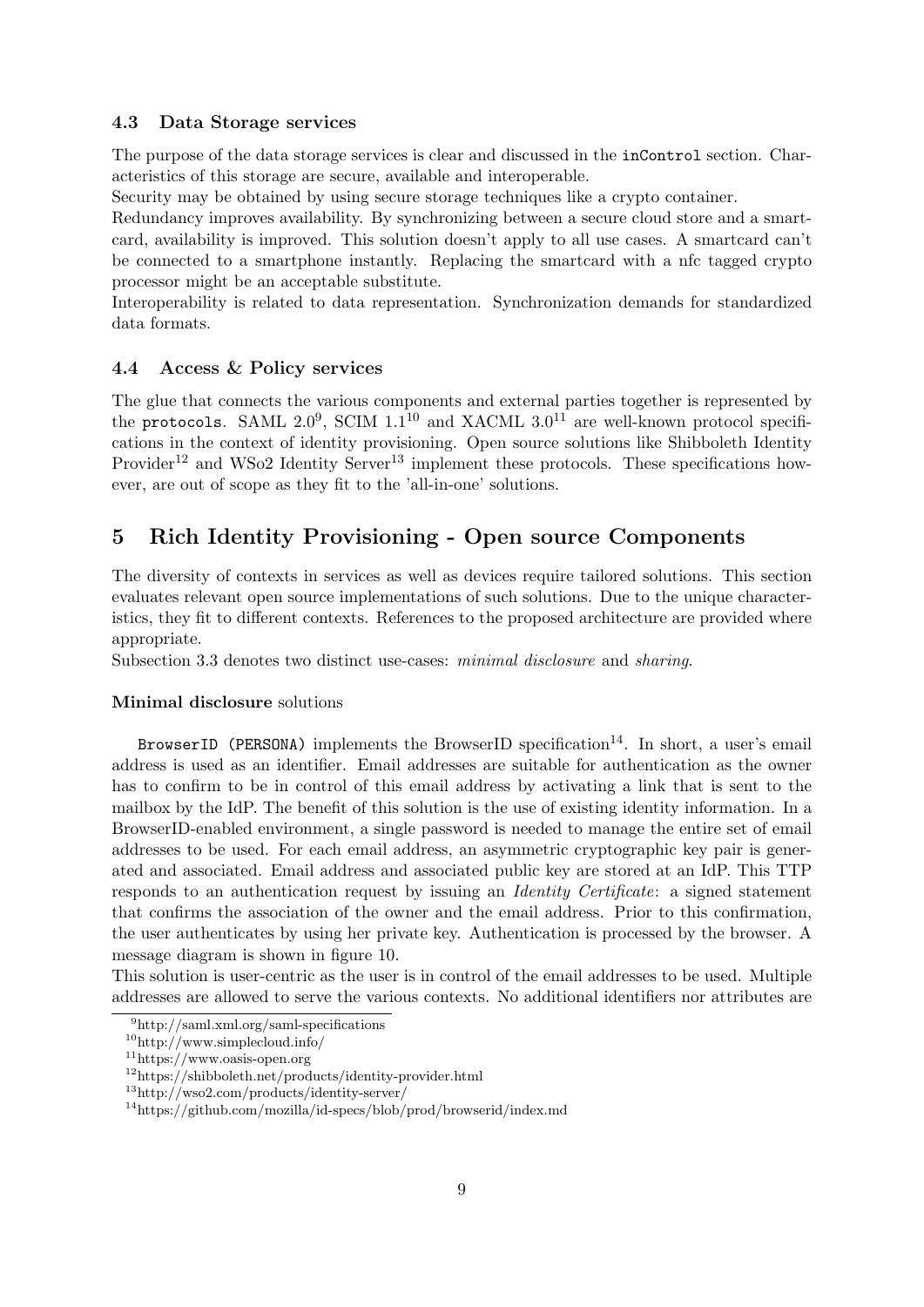### 4.3 Data Storage services

The purpose of the data storage services is clear and discussed in the `inControl` section. Characteristics of this storage are secure, available and interoperable.
Security may be obtained by using secure storage techniques like a crypto container.
Redundancy improves availability. By synchronizing between a secure cloud store and a smartcard, availability is improved. This solution doesn't apply to all use cases. A smartcard can't be connected to a smartphone instantly. Replacing the smartcard with a nfc tagged crypto processor might be an acceptable substitute.
Interoperability is related to data representation. Synchronization demands for standardized data formats.

### 4.4 Access & Policy services

The glue that connects the various components and external parties together is represented by the `protocols`. SAML 2.0[9], SCIM 1.1[10] and XACML 3.0[11] are well-known protocol specifications in the context of identity provisioning. Open source solutions like Shibboleth Identity Provider[12] and WSo2 Identity Server[13] implement these protocols. These specifications however, are out of scope as they fit to the 'all-in-one' solutions.

## 5 Rich Identity Provisioning - Open source Components

The diversity of contexts in services as well as devices require tailored solutions. This section evaluates relevant open source implementations of such solutions. Due to the unique characteristics, they fit to different contexts. References to the proposed architecture are provided where appropriate.
Subsection 3.3 denotes two distinct use-cases: *minimal disclosure* and *sharing*.

**Minimal disclosure** solutions

`BrowserID (PERSONA)` implements the BrowserID specification[14]. In short, a user's email address is used as an identifier. Email addresses are suitable for authentication as the owner has to confirm to be in control of this email address by activating a link that is sent to the mailbox by the IdP. The benefit of this solution is the use of existing identity information. In a BrowserID-enabled environment, a single password is needed to manage the entire set of email addresses to be used. For each email address, an asymmetric cryptographic key pair is generated and associated. Email address and associated public key are stored at an IdP. This TTP responds to an authentication request by issuing an *Identity Certificate*: a signed statement that confirms the association of the owner and the email address. Prior to this confirmation, the user authenticates by using her private key. Authentication is processed by the browser. A message diagram is shown in figure 10.
This solution is user-centric as the user is in control of the email addresses to be used. Multiple addresses are allowed to serve the various contexts. No additional identifiers nor attributes are

[9] http://saml.xml.org/saml-specifications
[10] http://www.simplecloud.info/
[11] https://www.oasis-open.org
[12] https://shibboleth.net/products/identity-provider.html
[13] http://wso2.com/products/identity-server/
[14] https://github.com/mozilla/id-specs/blob/prod/browserid/index.md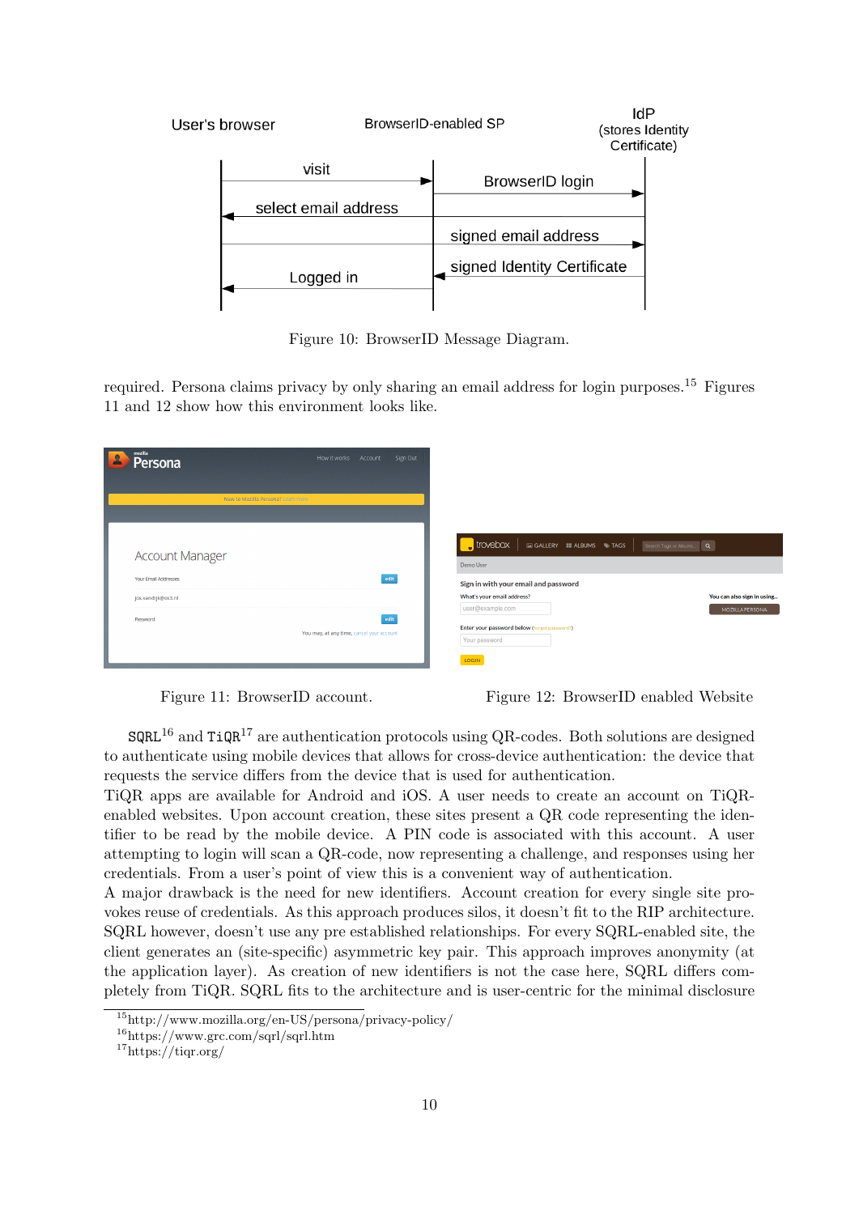Figure 10: BrowserID Message Diagram.

required. Persona claims privacy by only sharing an email address for login purposes.[15] Figures 11 and 12 show how this environment looks like.

Figure 11: BrowserID account.

Figure 12: BrowserID enabled Website

`SQRL`[16] and `TiQR`[17] are authentication protocols using QR-codes. Both solutions are designed to authenticate using mobile devices that allows for cross-device authentication: the device that requests the service differs from the device that is used for authentication.
TiQR apps are available for Android and iOS. A user needs to create an account on TiQR-enabled websites. Upon account creation, these sites present a QR code representing the identifier to be read by the mobile device. A PIN code is associated with this account. A user attempting to login will scan a QR-code, now representing a challenge, and responses using her credentials. From a user's point of view this is a convenient way of authentication.
A major drawback is the need for new identifiers. Account creation for every single site provokes reuse of credentials. As this approach produces silos, it doesn't fit to the RIP architecture. SQRL however, doesn't use any pre established relationships. For every SQRL-enabled site, the client generates an (site-specific) asymmetric key pair. This approach improves anonymity (at the application layer). As creation of new identifiers is not the case here, SQRL differs completely from TiQR. SQRL fits to the architecture and is user-centric for the minimal disclosure

[15] http://www.mozilla.org/en-US/persona/privacy-policy/
[16] https://www.grc.com/sqrl/sqrl.htm
[17] https://tiqr.org/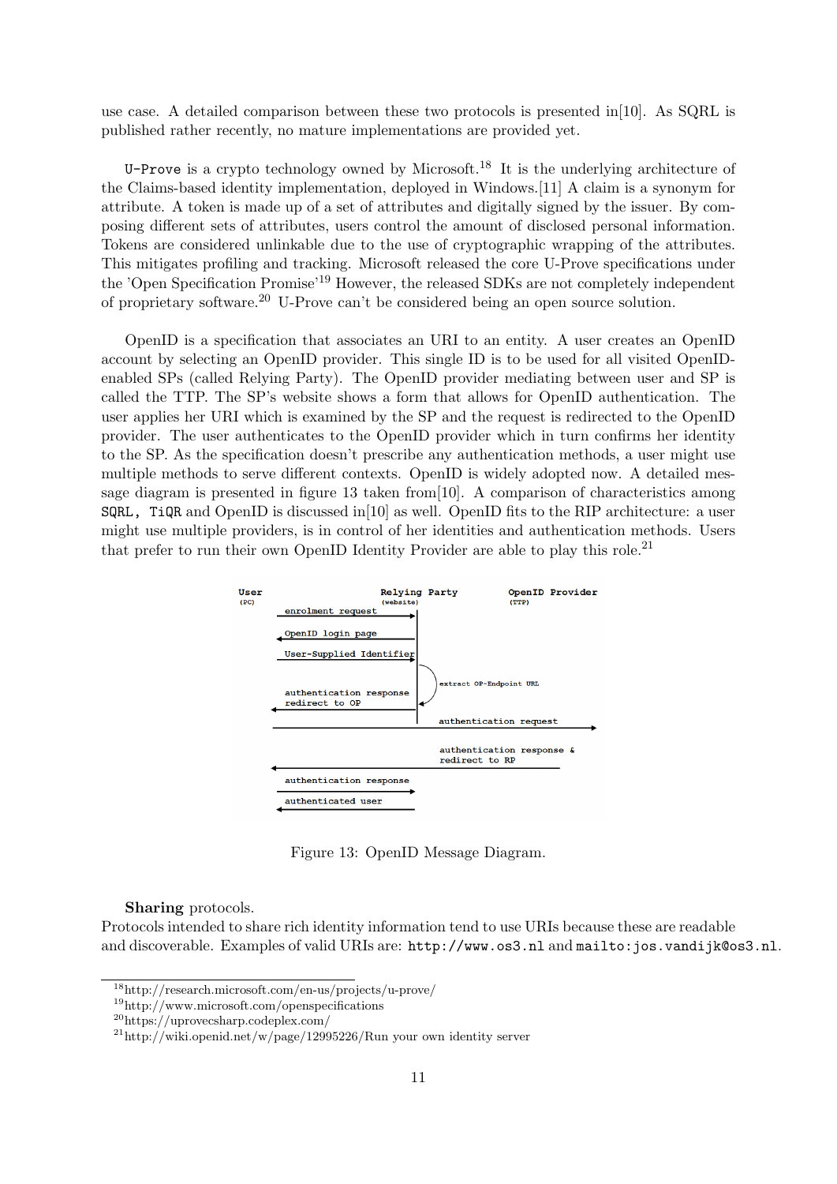use case. A detailed comparison between these two protocols is presented in[10]. As SQRL is published rather recently, no mature implementations are provided yet.

`U-Prove` is a crypto technology owned by Microsoft.[18] It is the underlying architecture of the Claims-based identity implementation, deployed in Windows.[11] A claim is a synonym for attribute. A token is made up of a set of attributes and digitally signed by the issuer. By composing different sets of attributes, users control the amount of disclosed personal information. Tokens are considered unlinkable due to the use of cryptographic wrapping of the attributes. This mitigates profiling and tracking. Microsoft released the core U-Prove specifications under the 'Open Specification Promise'[19] However, the released SDKs are not completely independent of proprietary software.[20] U-Prove can't be considered being an open source solution.

OpenID is a specification that associates an URI to an entity. A user creates an OpenID account by selecting an OpenID provider. This single ID is to be used for all visited OpenID-enabled SPs (called Relying Party). The OpenID provider mediating between user and SP is called the TTP. The SP's website shows a form that allows for OpenID authentication. The user applies her URI which is examined by the SP and the request is redirected to the OpenID provider. The user authenticates to the OpenID provider which in turn confirms her identity to the SP. As the specification doesn't prescribe any authentication methods, a user might use multiple methods to serve different contexts. OpenID is widely adopted now. A detailed message diagram is presented in figure 13 taken from[10]. A comparison of characteristics among `SQRL`, `TiQR` and OpenID is discussed in[10] as well. OpenID fits to the RIP architecture: a user might use multiple providers, is in control of her identities and authentication methods. Users that prefer to run their own OpenID Identity Provider are able to play this role.[21]

Figure 13: OpenID Message Diagram.

**Sharing** protocols.

Protocols intended to share rich identity information tend to use URIs because these are readable and discoverable. Examples of valid URIs are: `http://www.os3.nl` and `mailto:jos.vandijk@os3.nl`.

[18] http://research.microsoft.com/en-us/projects/u-prove/

[19] http://www.microsoft.com/openspecifications

[20] https://uprovecsharp.codeplex.com/

[21] http://wiki.openid.net/w/page/12995226/Run your own identity server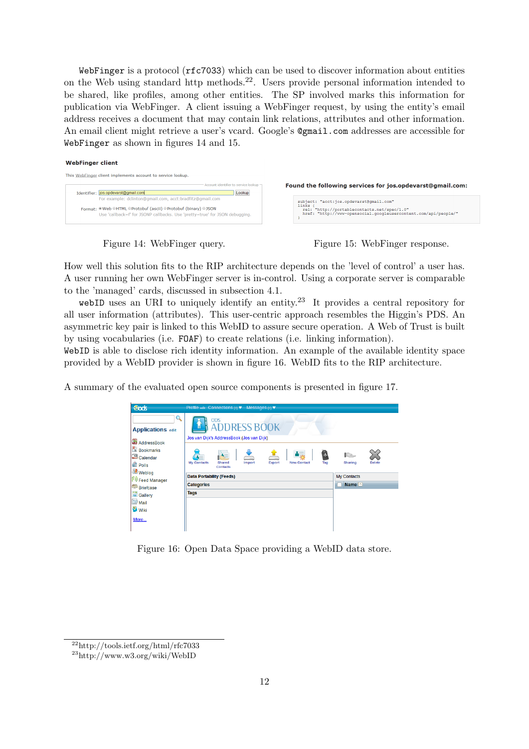WebFinger is a protocol (rfc7033) which can be used to discover information about entities on the Web using standard http methods.[22]. Users provide personal information intended to be shared, like profiles, among other entities. The SP involved marks this information for publication via WebFinger. A client issuing a WebFinger request, by using the entity's email address receives a document that may contain link relations, attributes and other information. An email client might retrieve a user's vcard. Google's @gmail.com addresses are accessible for WebFinger as shown in figures 14 and 15.

Figure 14: WebFinger query.

Figure 15: WebFinger response.

How well this solution fits to the RIP architecture depends on the 'level of control' a user has. A user running her own WebFinger server is in-control. Using a corporate server is comparable to the 'managed' cards, discussed in subsection 4.1.

webID uses an URI to uniquely identify an entity.[23] It provides a central repository for all user information (attributes). This user-centric approach resembles the Higgin's PDS. An asymmetric key pair is linked to this WebID to assure secure operation. A Web of Trust is built by using vocabularies (i.e. FOAF) to create relations (i.e. linking information).
WebID is able to disclose rich identity information. An example of the available identity space provided by a WebID provider is shown in figure 16. WebID fits to the RIP architecture.

A summary of the evaluated open source components is presented in figure 17.

Figure 16: Open Data Space providing a WebID data store.

[22] http://tools.ietf.org/html/rfc7033

[23] http://www.w3.org/wiki/WebID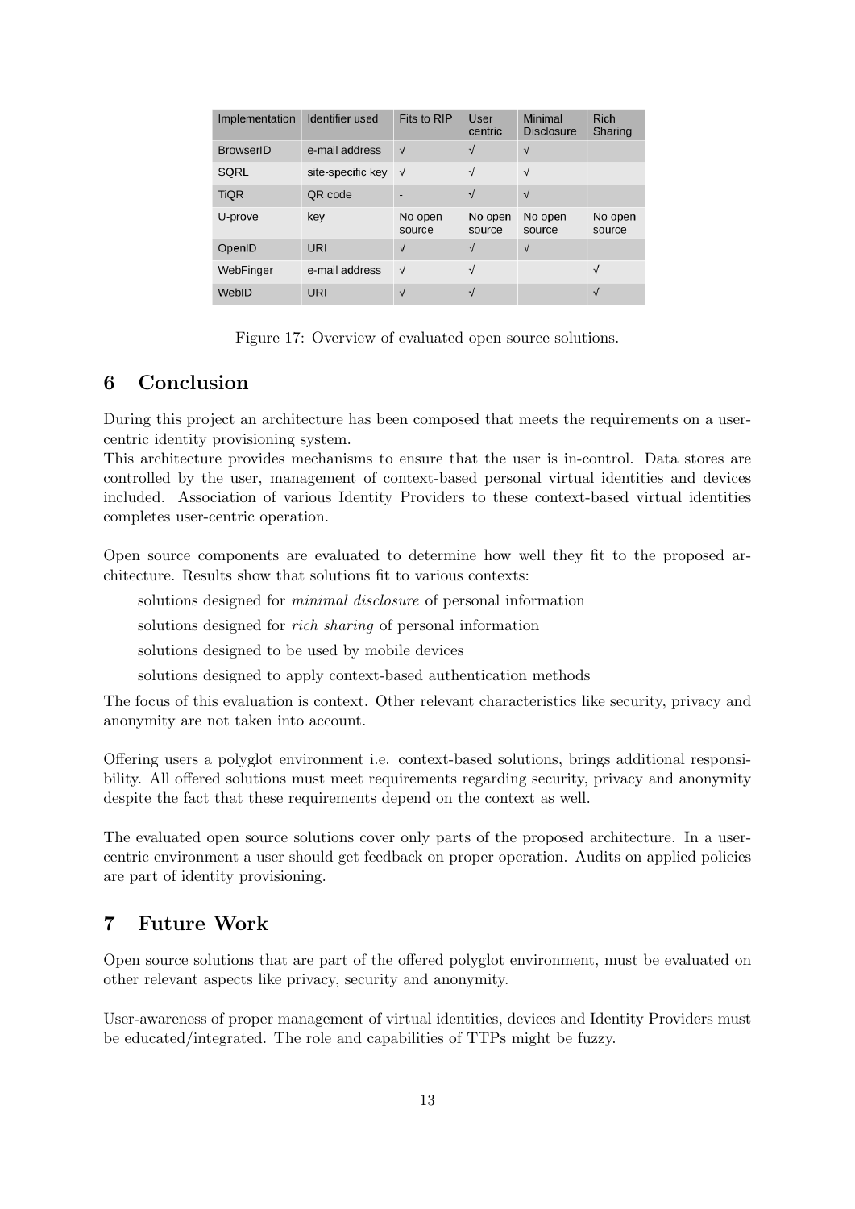| Implementation | Identifier used | Fits to RIP | User centric | Minimal Disclosure | Rich Sharing |
|---|---|---|---|---|---|
| BrowserID | e-mail address | √ | √ | √ | |
| SQRL | site-specific key | √ | √ | √ | |
| TiQR | QR code | - | √ | √ | |
| U-prove | key | No open source | No open source | No open source | No open source |
| OpenID | URI | √ | √ | √ | |
| WebFinger | e-mail address | √ | √ | | √ |
| WebID | URI | √ | √ | | √ |

Figure 17: Overview of evaluated open source solutions.

# 6 Conclusion

During this project an architecture has been composed that meets the requirements on a user-centric identity provisioning system.
This architecture provides mechanisms to ensure that the user is in-control. Data stores are controlled by the user, management of context-based personal virtual identities and devices included. Association of various Identity Providers to these context-based virtual identities completes user-centric operation.

Open source components are evaluated to determine how well they fit to the proposed architecture. Results show that solutions fit to various contexts:

solutions designed for *minimal disclosure* of personal information

solutions designed for *rich sharing* of personal information

solutions designed to be used by mobile devices

solutions designed to apply context-based authentication methods

The focus of this evaluation is context. Other relevant characteristics like security, privacy and anonymity are not taken into account.

Offering users a polyglot environment i.e. context-based solutions, brings additional responsibility. All offered solutions must meet requirements regarding security, privacy and anonymity despite the fact that these requirements depend on the context as well.

The evaluated open source solutions cover only parts of the proposed architecture. In a user-centric environment a user should get feedback on proper operation. Audits on applied policies are part of identity provisioning.

# 7 Future Work

Open source solutions that are part of the offered polyglot environment, must be evaluated on other relevant aspects like privacy, security and anonymity.

User-awareness of proper management of virtual identities, devices and Identity Providers must be educated/integrated. The role and capabilities of TTPs might be fuzzy.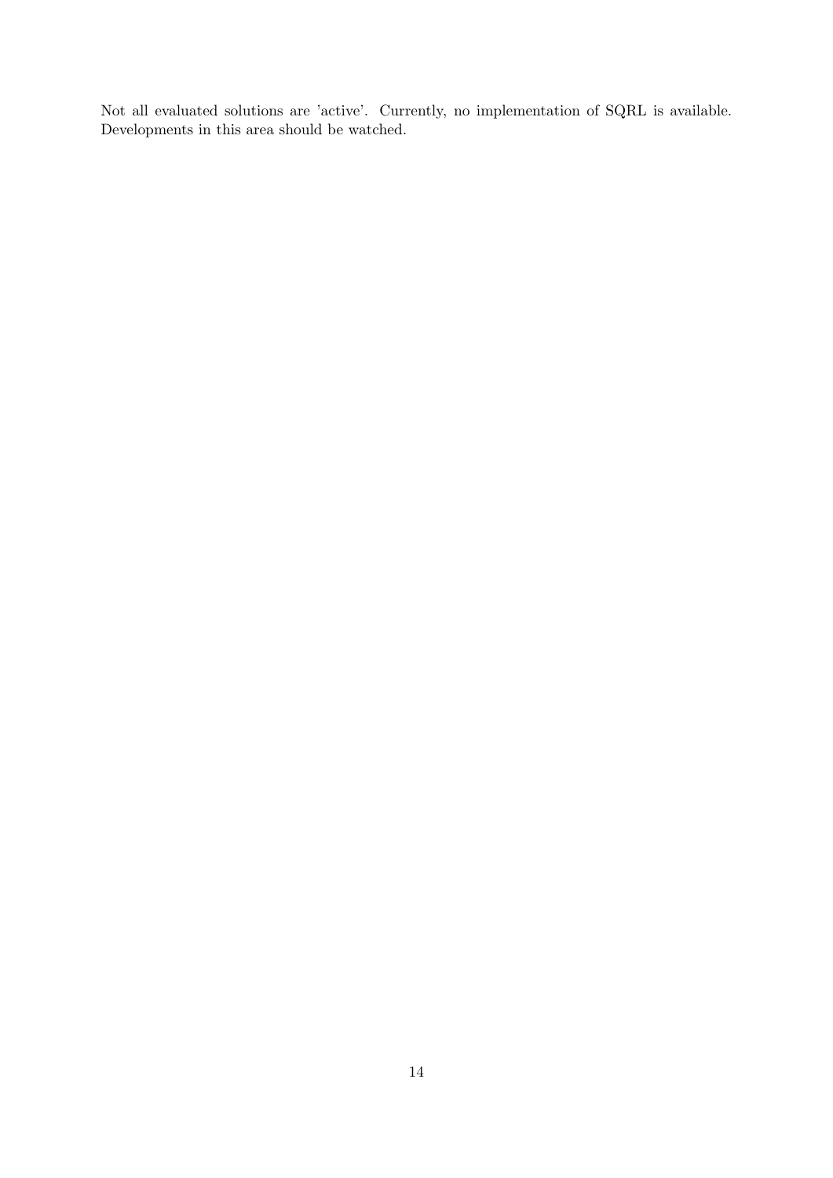Not all evaluated solutions are 'active'. Currently, no implementation of SQRL is available. Developments in this area should be watched.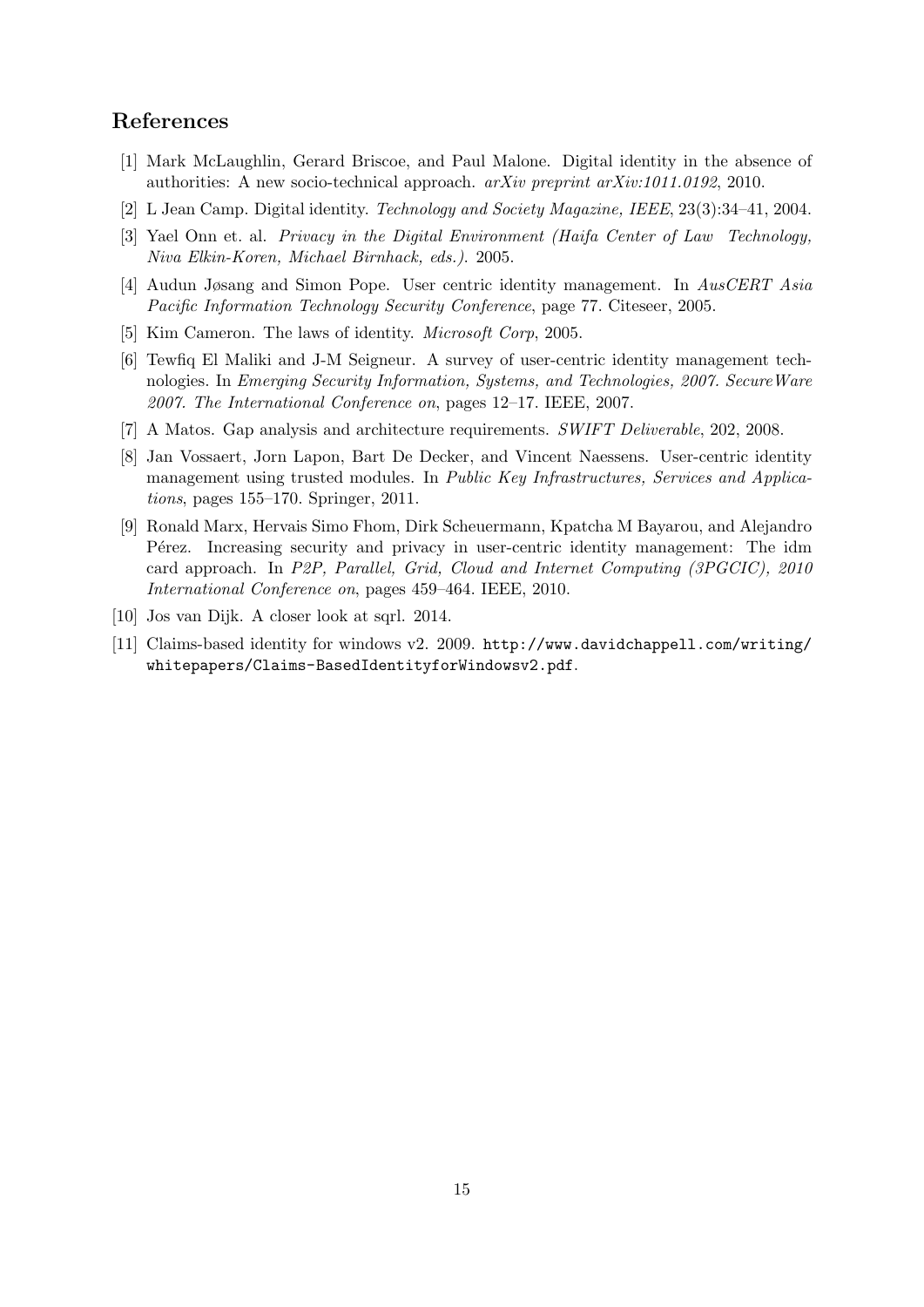## References

[1] Mark McLaughlin, Gerard Briscoe, and Paul Malone. Digital identity in the absence of authorities: A new socio-technical approach. *arXiv preprint arXiv:1011.0192*, 2010.

[2] L Jean Camp. Digital identity. *Technology and Society Magazine, IEEE*, 23(3):34–41, 2004.

[3] Yael Onn et. al. *Privacy in the Digital Environment (Haifa Center of Law Technology, Niva Elkin-Koren, Michael Birnhack, eds.)*. 2005.

[4] Audun Jøsang and Simon Pope. User centric identity management. In *AusCERT Asia Pacific Information Technology Security Conference*, page 77. Citeseer, 2005.

[5] Kim Cameron. The laws of identity. *Microsoft Corp*, 2005.

[6] Tewfiq El Maliki and J-M Seigneur. A survey of user-centric identity management technologies. In *Emerging Security Information, Systems, and Technologies, 2007. SecureWare 2007. The International Conference on*, pages 12–17. IEEE, 2007.

[7] A Matos. Gap analysis and architecture requirements. *SWIFT Deliverable*, 202, 2008.

[8] Jan Vossaert, Jorn Lapon, Bart De Decker, and Vincent Naessens. User-centric identity management using trusted modules. In *Public Key Infrastructures, Services and Applications*, pages 155–170. Springer, 2011.

[9] Ronald Marx, Hervais Simo Fhom, Dirk Scheuermann, Kpatcha M Bayarou, and Alejandro Pérez. Increasing security and privacy in user-centric identity management: The idm card approach. In *P2P, Parallel, Grid, Cloud and Internet Computing (3PGCIC), 2010 International Conference on*, pages 459–464. IEEE, 2010.

[10] Jos van Dijk. A closer look at sqrl. 2014.

[11] Claims-based identity for windows v2. 2009. `http://www.davidchappell.com/writing/whitepapers/Claims-BasedIdentityforWindowsv2.pdf`.